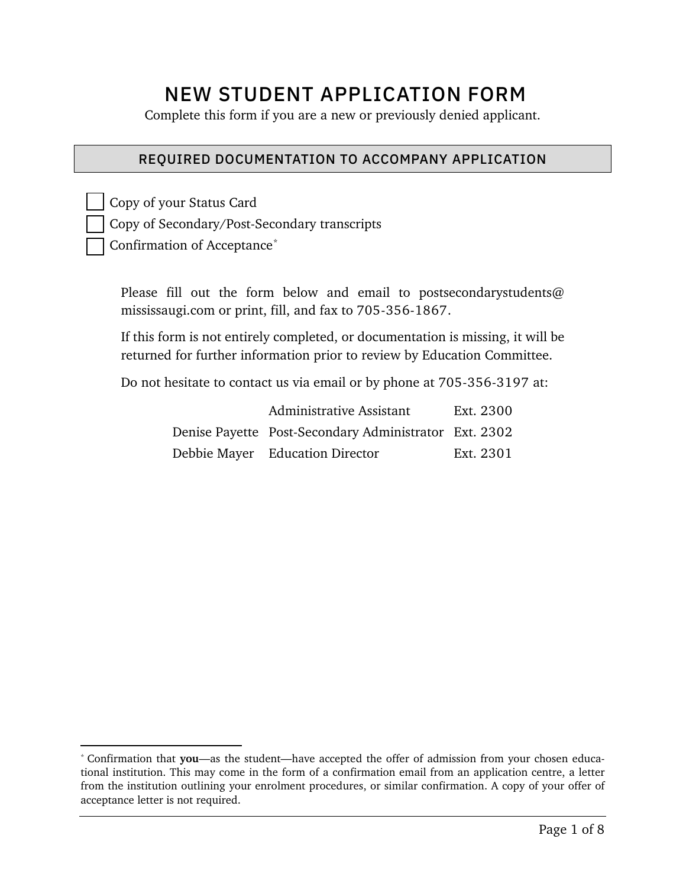# NEW STUDENT APPLICATION FORM

Complete this form if you are a new or previously denied applicant.

## REQUIRED DOCUMENTATION TO ACCOMPANY APPLICATION

- [ ] Copy of your Status Card
- [ ] Copy of Secondary/Post-Secondary transcripts
- [ ] Confirmation of Acceptance[*]

Please fill out the form below and email to postsecondarystudents@mississaugi.com or print, fill, and fax to 705-356-1867.

If this form is not entirely completed, or documentation is missing, it will be returned for further information prior to review by Education Committee.

Do not hesitate to contact us via email or by phone at 705-356-3197 at:

| | | |
|---|---|---|
| | Administrative Assistant | Ext. 2300 |
| Denise Payette | Post-Secondary Administrator | Ext. 2302 |
| Debbie Mayer | Education Director | Ext. 2301 |

[*] Confirmation that **you**—as the student—have accepted the offer of admission from your chosen educational institution. This may come in the form of a confirmation email from an application centre, a letter from the institution outlining your enrolment procedures, or similar confirmation. A copy of your offer of acceptance letter is not required.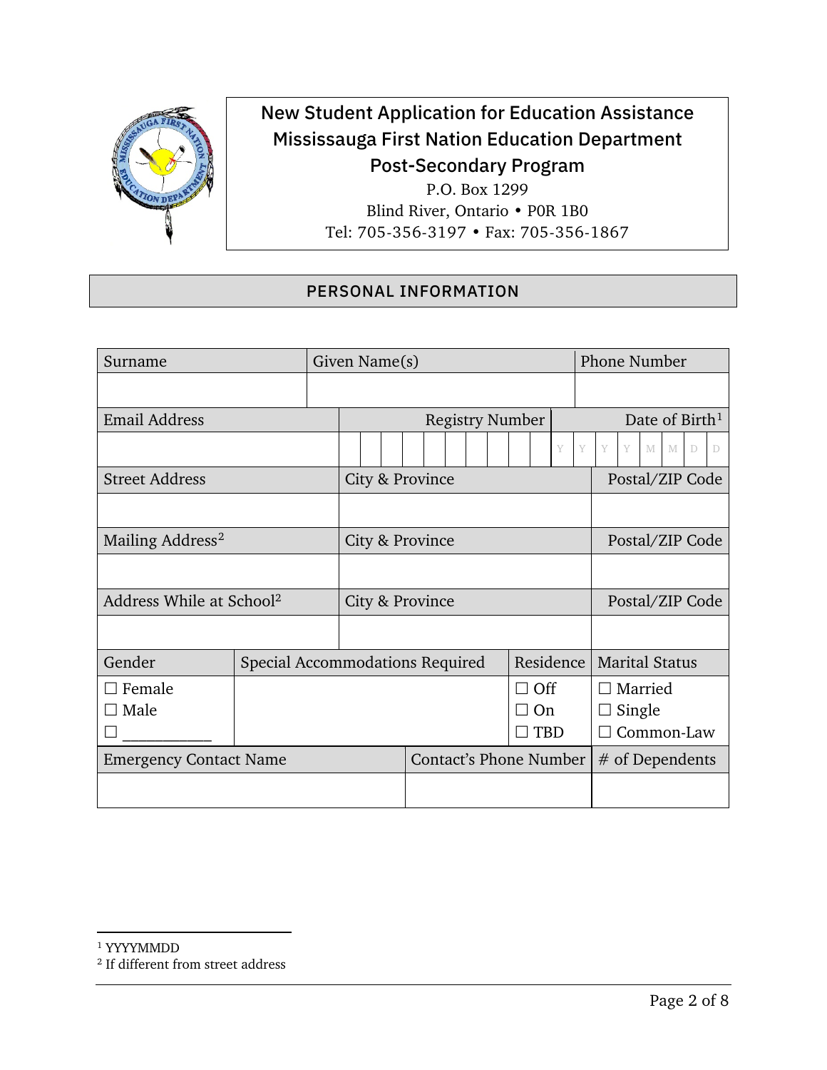# New Student Application for Education Assistance
## Mississauga First Nation Education Department
## Post-Secondary Program

P.O. Box 1299
Blind River, Ontario • P0R 1B0
Tel: 705-356-3197 • Fax: 705-356-1867

## PERSONAL INFORMATION

| Surname | Given Name(s) | | Phone Number |
|---|---|---|---|
| | | | |
| Email Address | Registry Number | Date of Birth[1] | |
| | | YYYYMMDD | |
| Street Address | City & Province | | Postal/ZIP Code |
| | | | |
| Mailing Address[2] | City & Province | | Postal/ZIP Code |
| | | | |
| Address While at School[2] | City & Province | | Postal/ZIP Code |
| | | | |

| Gender | Special Accommodations Required | Residence | Marital Status |
|---|---|---|---|
| ☐ Female<br>☐ Male<br>☐ ___________ | | ☐ Off<br>☐ On<br>☐ TBD | ☐ Married<br>☐ Single<br>☐ Common-Law |

| Emergency Contact Name | Contact's Phone Number | # of Dependents |
|---|---|---|
| | | |

[1] YYYYMMDD
[2] If different from street address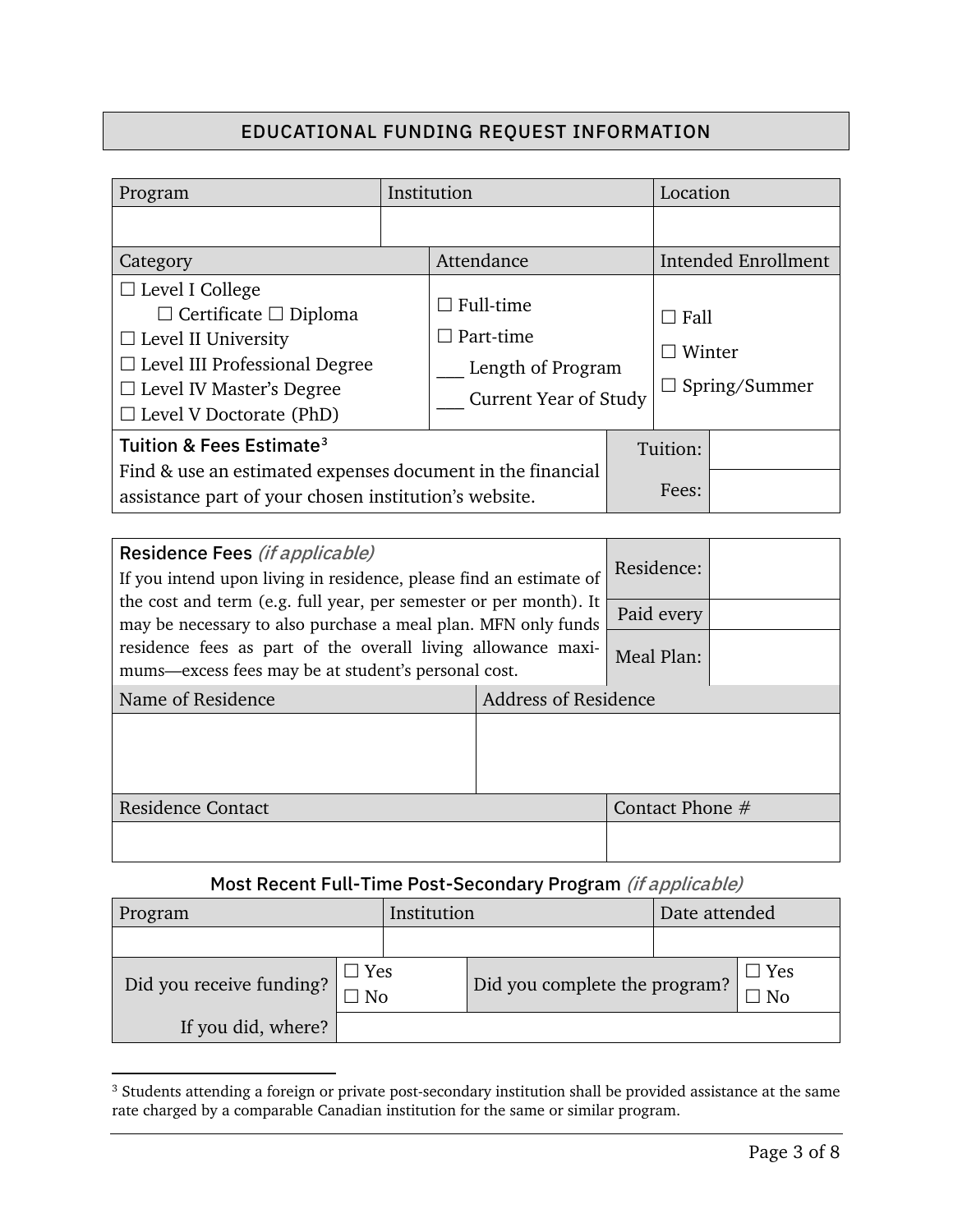## EDUCATIONAL FUNDING REQUEST INFORMATION

| Program | Institution | Location |
|---|---|---|
| | | |

| Category | Attendance | Intended Enrollment |
|---|---|---|
| ☐ Level I College<br>☐ Certificate ☐ Diploma<br>☐ Level II University<br>☐ Level III Professional Degree<br>☐ Level IV Master's Degree<br>☐ Level V Doctorate (PhD) | ☐ Full-time<br>☐ Part-time<br>___ Length of Program<br>___ Current Year of Study | ☐ Fall<br>☐ Winter<br>☐ Spring/Summer |

| Tuition & Fees Estimate[3] | | |
|---|---|---|
| Find & use an estimated expenses document in the financial assistance part of your chosen institution's website. | Tuition: | |
| | Fees: | |

| Residence Fees *(if applicable)* | | |
|---|---|---|
| If you intend upon living in residence, please find an estimate of the cost and term (e.g. full year, per semester or per month). It may be necessary to also purchase a meal plan. MFN only funds residence fees as part of the overall living allowance maximums—excess fees may be at student's personal cost. | Residence: | |
| | Paid every | |
| | Meal Plan: | |

| Name of Residence | Address of Residence |
|---|---|
| | |

| Residence Contact | Contact Phone # |
|---|---|
| | |

### Most Recent Full-Time Post-Secondary Program *(if applicable)*

| Program | Institution | Date attended |
|---|---|---|
| | | |

| Did you receive funding? | ☐ Yes ☐ No | Did you complete the program? | ☐ Yes ☐ No |
|---|---|---|---|
| If you did, where? | | | |

[3] Students attending a foreign or private post-secondary institution shall be provided assistance at the same rate charged by a comparable Canadian institution for the same or similar program.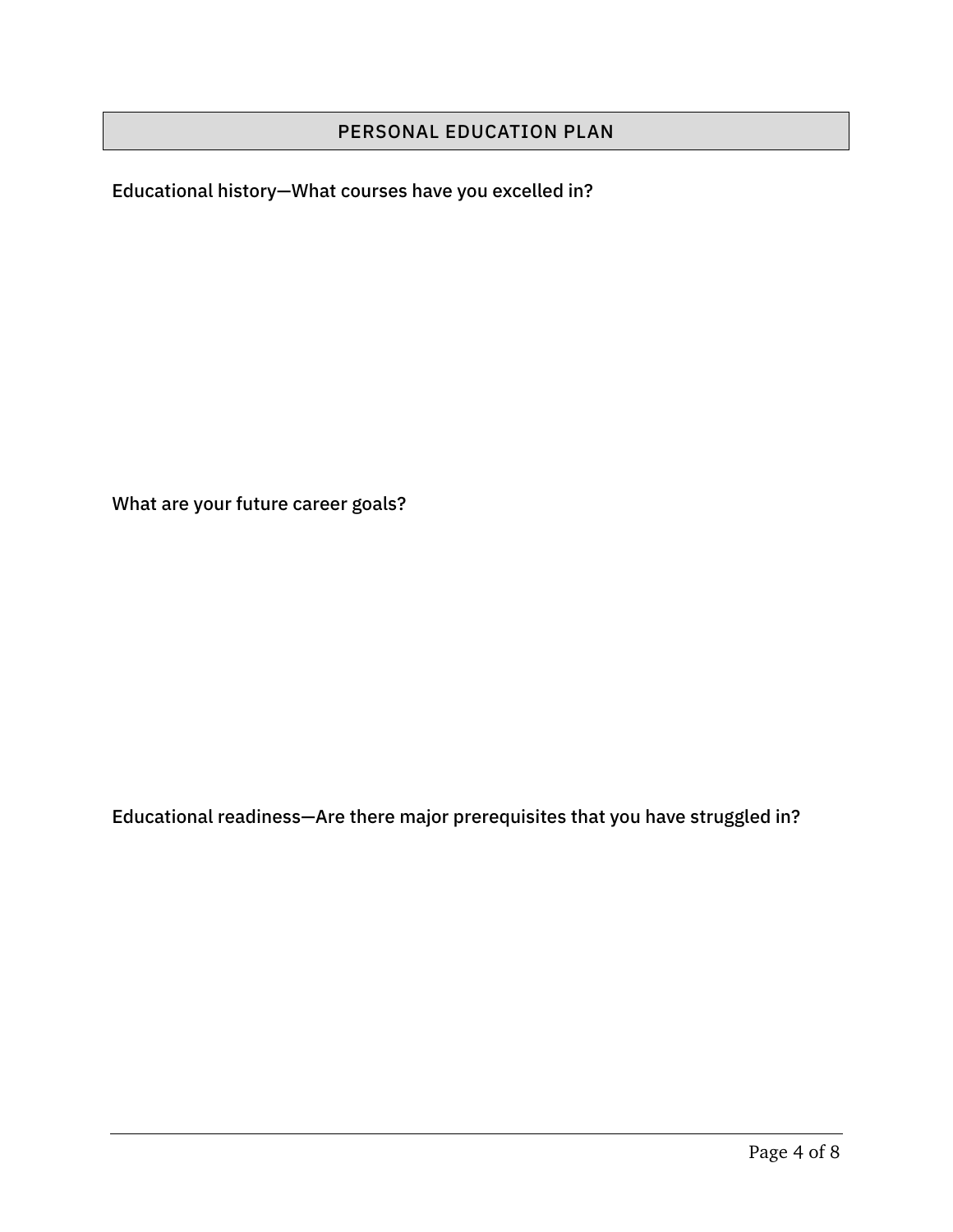## PERSONAL EDUCATION PLAN

Educational history—What courses have you excelled in?

What are your future career goals?

Educational readiness—Are there major prerequisites that you have struggled in?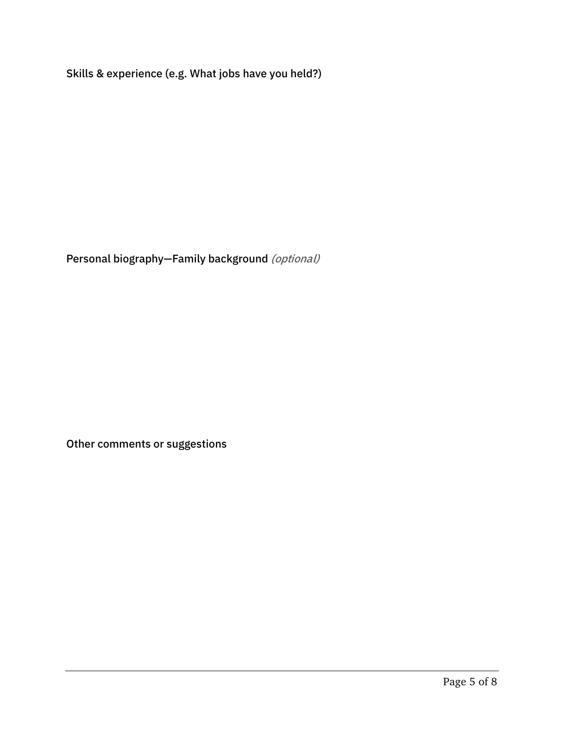Skills & experience (e.g. What jobs have you held?)

Personal biography—Family background *(optional)*

Other comments or suggestions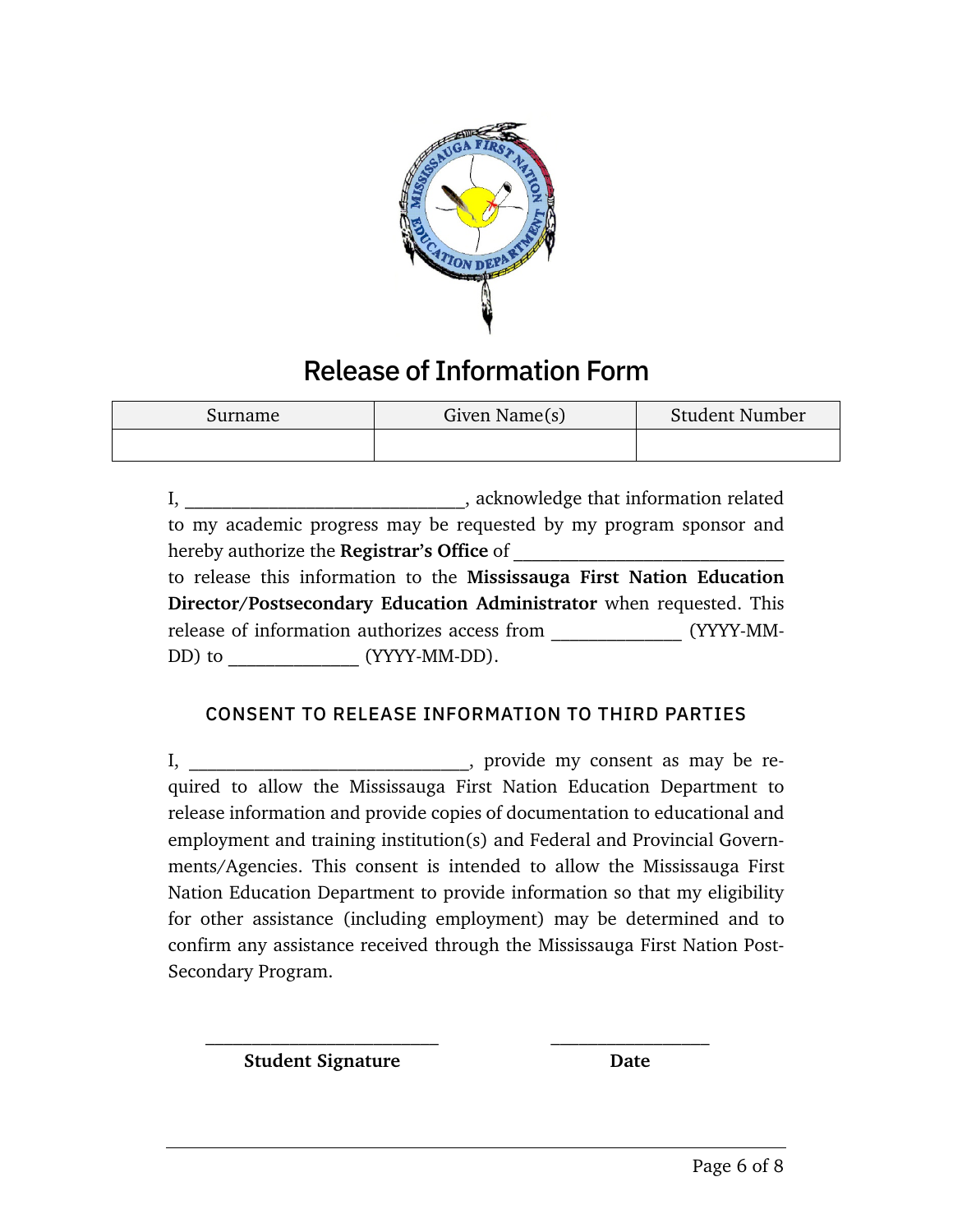# Release of Information Form

| Surname | Given Name(s) | Student Number |
|---|---|---|
| | | |

I, ______________________________, acknowledge that information related to my academic progress may be requested by my program sponsor and hereby authorize the **Registrar's Office** of ______________________________ to release this information to the **Mississauga First Nation Education Director/Postsecondary Education Administrator** when requested. This release of information authorizes access from ______________ (YYYY-MM-DD) to ______________ (YYYY-MM-DD).

## CONSENT TO RELEASE INFORMATION TO THIRD PARTIES

I, ______________________________, provide my consent as may be required to allow the Mississauga First Nation Education Department to release information and provide copies of documentation to educational and employment and training institution(s) and Federal and Provincial Governments/Agencies. This consent is intended to allow the Mississauga First Nation Education Department to provide information so that my eligibility for other assistance (including employment) may be determined and to confirm any assistance received through the Mississauga First Nation Post-Secondary Program.

__________________________ &nbsp;&nbsp;&nbsp;&nbsp;&nbsp;&nbsp;&nbsp;&nbsp; __________________

**Student Signature** &nbsp;&nbsp;&nbsp;&nbsp;&nbsp;&nbsp;&nbsp;&nbsp;&nbsp;&nbsp;&nbsp;&nbsp;&nbsp;&nbsp;&nbsp;&nbsp; **Date**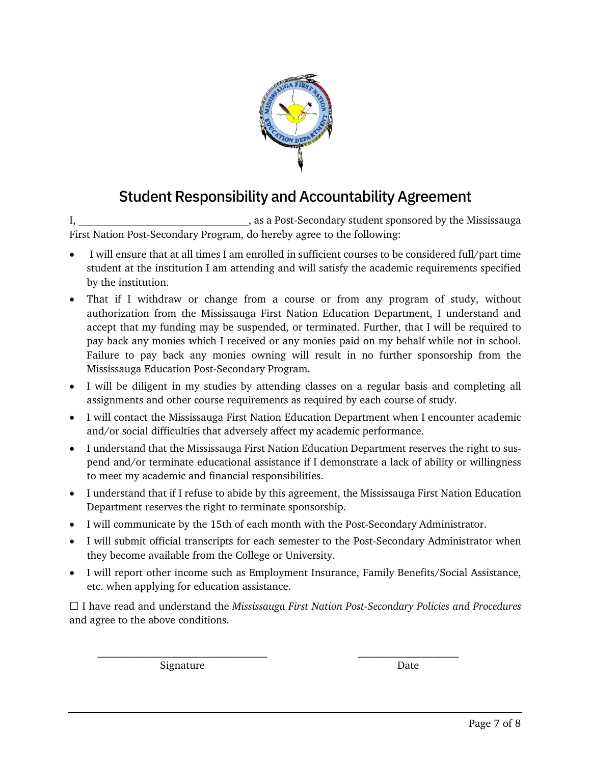## Student Responsibility and Accountability Agreement

I, ________________________________, as a Post-Secondary student sponsored by the Mississauga First Nation Post-Secondary Program, do hereby agree to the following:

- I will ensure that at all times I am enrolled in sufficient courses to be considered full/part time student at the institution I am attending and will satisfy the academic requirements specified by the institution.
- That if I withdraw or change from a course or from any program of study, without authorization from the Mississauga First Nation Education Department, I understand and accept that my funding may be suspended, or terminated. Further, that I will be required to pay back any monies which I received or any monies paid on my behalf while not in school. Failure to pay back any monies owning will result in no further sponsorship from the Mississauga Education Post-Secondary Program.
- I will be diligent in my studies by attending classes on a regular basis and completing all assignments and other course requirements as required by each course of study.
- I will contact the Mississauga First Nation Education Department when I encounter academic and/or social difficulties that adversely affect my academic performance.
- I understand that the Mississauga First Nation Education Department reserves the right to suspend and/or terminate educational assistance if I demonstrate a lack of ability or willingness to meet my academic and financial responsibilities.
- I understand that if I refuse to abide by this agreement, the Mississauga First Nation Education Department reserves the right to terminate sponsorship.
- I will communicate by the 15th of each month with the Post-Secondary Administrator.
- I will submit official transcripts for each semester to the Post-Secondary Administrator when they become available from the College or University.
- I will report other income such as Employment Insurance, Family Benefits/Social Assistance, etc. when applying for education assistance.

☐ I have read and understand the *Mississauga First Nation Post-Secondary Policies and Procedures* and agree to the above conditions.

________________________________ Signature

___________________ Date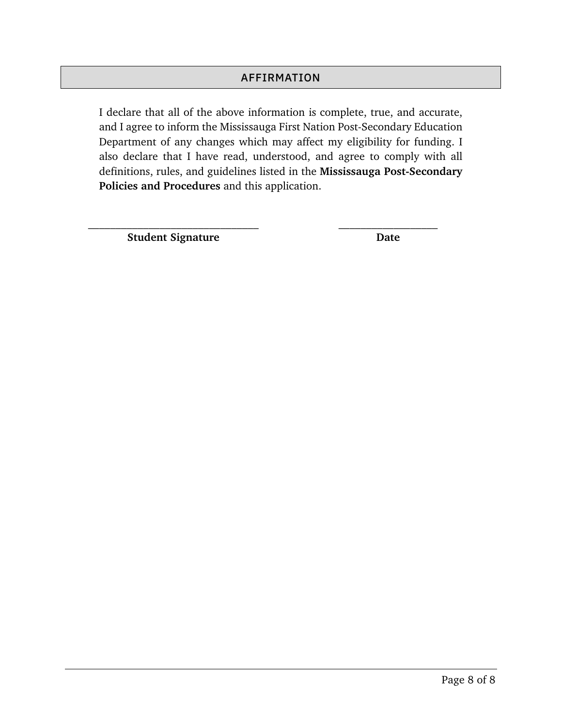## AFFIRMATION

I declare that all of the above information is complete, true, and accurate, and I agree to inform the Mississauga First Nation Post-Secondary Education Department of any changes which may affect my eligibility for funding. I also declare that I have read, understood, and agree to comply with all definitions, rules, and guidelines listed in the **Mississauga Post-Secondary Policies and Procedures** and this application.

\_\_\_\_\_\_\_\_\_\_\_\_\_\_\_\_\_\_\_\_\_\_\_\_\_\_\_\_\_\_\_\_ \_\_\_\_\_\_\_\_\_\_\_\_\_\_\_\_\_\_\_

**Student Signature** **Date**